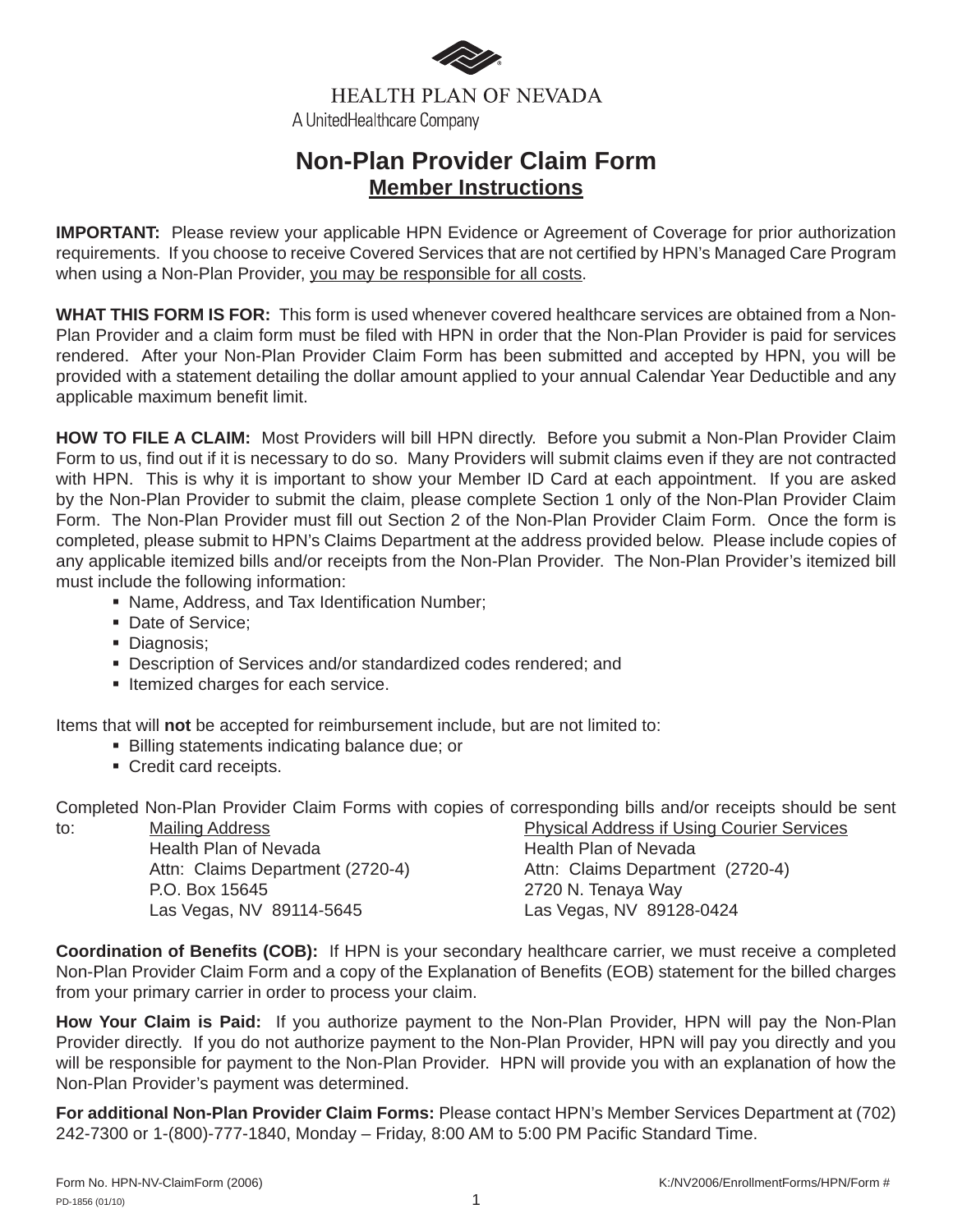HEALTH PLAN OF NEVADA
A UnitedHealthcare Company

# Non-Plan Provider Claim Form

## Member Instructions

**IMPORTANT:** Please review your applicable HPN Evidence or Agreement of Coverage for prior authorization requirements. If you choose to receive Covered Services that are not certified by HPN's Managed Care Program when using a Non-Plan Provider, you may be responsible for all costs.

**WHAT THIS FORM IS FOR:** This form is used whenever covered healthcare services are obtained from a Non-Plan Provider and a claim form must be filed with HPN in order that the Non-Plan Provider is paid for services rendered. After your Non-Plan Provider Claim Form has been submitted and accepted by HPN, you will be provided with a statement detailing the dollar amount applied to your annual Calendar Year Deductible and any applicable maximum benefit limit.

**HOW TO FILE A CLAIM:** Most Providers will bill HPN directly. Before you submit a Non-Plan Provider Claim Form to us, find out if it is necessary to do so. Many Providers will submit claims even if they are not contracted with HPN. This is why it is important to show your Member ID Card at each appointment. If you are asked by the Non-Plan Provider to submit the claim, please complete Section 1 only of the Non-Plan Provider Claim Form. The Non-Plan Provider must fill out Section 2 of the Non-Plan Provider Claim Form. Once the form is completed, please submit to HPN's Claims Department at the address provided below. Please include copies of any applicable itemized bills and/or receipts from the Non-Plan Provider. The Non-Plan Provider's itemized bill must include the following information:

- Name, Address, and Tax Identification Number;
- Date of Service;
- Diagnosis;
- Description of Services and/or standardized codes rendered; and
- Itemized charges for each service.

Items that will **not** be accepted for reimbursement include, but are not limited to:

- Billing statements indicating balance due; or
- Credit card receipts.

Completed Non-Plan Provider Claim Forms with copies of corresponding bills and/or receipts should be sent to:

| Mailing Address | Physical Address if Using Courier Services |
|---|---|
| Health Plan of Nevada | Health Plan of Nevada |
| Attn: Claims Department (2720-4) | Attn: Claims Department (2720-4) |
| P.O. Box 15645 | 2720 N. Tenaya Way |
| Las Vegas, NV 89114-5645 | Las Vegas, NV 89128-0424 |

**Coordination of Benefits (COB):** If HPN is your secondary healthcare carrier, we must receive a completed Non-Plan Provider Claim Form and a copy of the Explanation of Benefits (EOB) statement for the billed charges from your primary carrier in order to process your claim.

**How Your Claim is Paid:** If you authorize payment to the Non-Plan Provider, HPN will pay the Non-Plan Provider directly. If you do not authorize payment to the Non-Plan Provider, HPN will pay you directly and you will be responsible for payment to the Non-Plan Provider. HPN will provide you with an explanation of how the Non-Plan Provider's payment was determined.

**For additional Non-Plan Provider Claim Forms:** Please contact HPN's Member Services Department at (702) 242-7300 or 1-(800)-777-1840, Monday – Friday, 8:00 AM to 5:00 PM Pacific Standard Time.

Form No. HPN-NV-ClaimForm (2006)    K:/NV2006/EnrollmentForms/HPN/Form #

PD-1856 (01/10)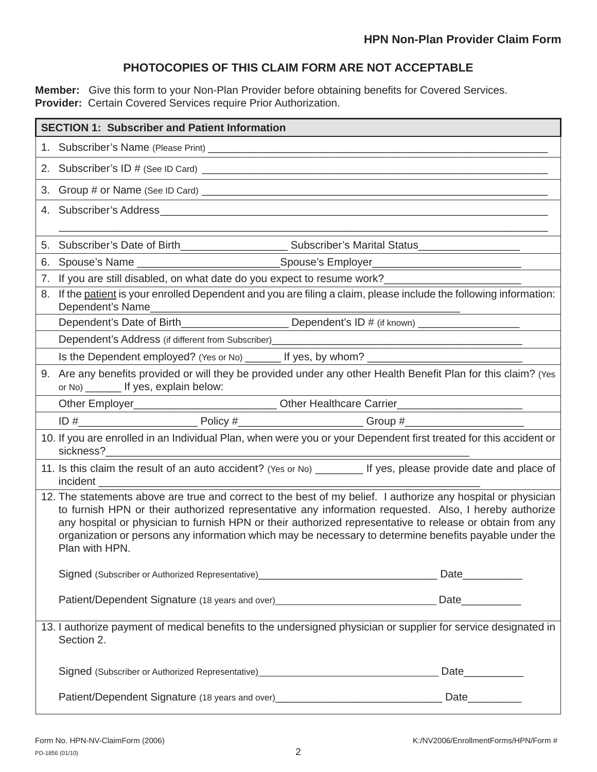**HPN Non-Plan Provider Claim Form**

## PHOTOCOPIES OF THIS CLAIM FORM ARE NOT ACCEPTABLE

**Member:** Give this form to your Non-Plan Provider before obtaining benefits for Covered Services.
**Provider:** Certain Covered Services require Prior Authorization.

### SECTION 1: Subscriber and Patient Information

1. Subscriber's Name (Please Print) ___________________________________________

2. Subscriber's ID # (See ID Card) ___________________________________________

3. Group # or Name (See ID Card) ___________________________________________

4. Subscriber's Address ___________________________________________
   ___________________________________________

5. Subscriber's Date of Birth__________________ Subscriber's Marital Status_________________

6. Spouse's Name ________________________Spouse's Employer_________________________

7. If you are still disabled, on what date do you expect to resume work?_______________________

8. If the <u>patient</u> is your enrolled Dependent and you are filing a claim, please include the following information:
   Dependent's Name_____________________________________________________

   Dependent's Date of Birth__________________ Dependent's ID # (if known) _________________

   Dependent's Address (if different from Subscriber)____________________________________________

   Is the Dependent employed? (Yes or No) ______ If yes, by whom? _________________________

9. Are any benefits provided or will they be provided under any other Health Benefit Plan for this claim? (Yes or No) ______ If yes, explain below:

   Other Employer________________________ Other Healthcare Carrier_____________________

   ID #____________________ Policy #_____________________ Group #____________________

10. If you are enrolled in an Individual Plan, when were you or your Dependent first treated for this accident or sickness?______________________________________________________________

11. Is this claim the result of an auto accident? (Yes or No) ________ If yes, please provide date and place of incident ____________________________________________________________________

12. The statements above are true and correct to the best of my belief. I authorize any hospital or physician to furnish HPN or their authorized representative any information requested. Also, I hereby authorize any hospital or physician to furnish HPN or their authorized representative to release or obtain from any organization or persons any information which may be necessary to determine benefits payable under the Plan with HPN.

    Signed (Subscriber or Authorized Representative)_______________________________ Date__________

    Patient/Dependent Signature (18 years and over)______________________________ Date__________

13. I authorize payment of medical benefits to the undersigned physician or supplier for service designated in Section 2.

    Signed (Subscriber or Authorized Representative)_________________________________ Date__________

    Patient/Dependent Signature (18 years and over)____________________________ Date_________

Form No. HPN-NV-ClaimForm (2006) K:/NV2006/EnrollmentForms/HPN/Form #

PD-1856 (01/10)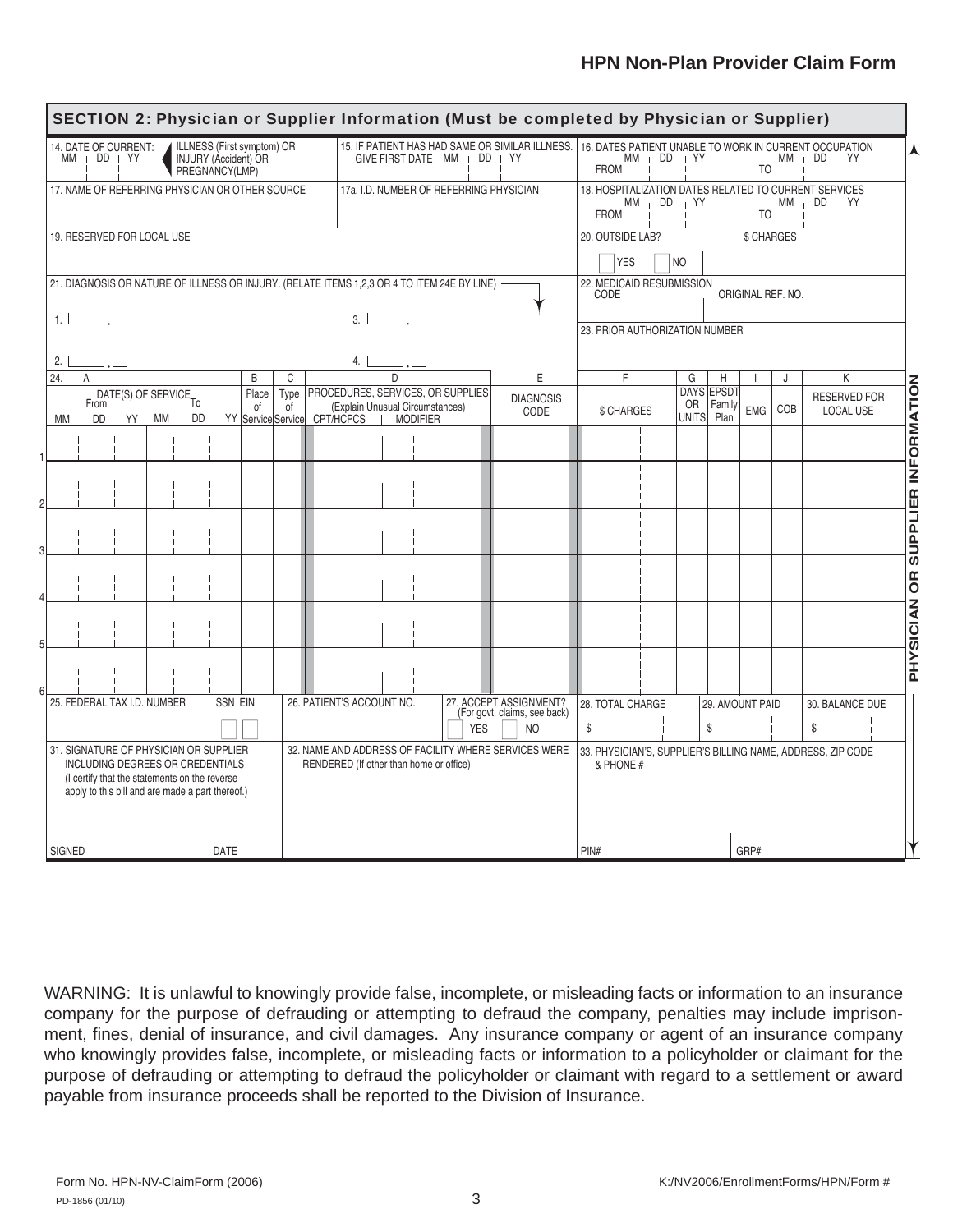## HPN Non-Plan Provider Claim Form

### SECTION 2: Physician or Supplier Information (Must be completed by Physician or Supplier)

PHYSICIAN OR SUPPLIER INFORMATION

| 14. DATE OF CURRENT: MM \| DD \| YY — ILLNESS (First symptom) OR INJURY (Accident) OR PREGNANCY(LMP) | 15. IF PATIENT HAS HAD SAME OR SIMILAR ILLNESS. GIVE FIRST DATE MM \| DD \| YY | 16. DATES PATIENT UNABLE TO WORK IN CURRENT OCCUPATION FROM MM \| DD \| YY TO MM \| DD \| YY |
|---|---|---|
| 17. NAME OF REFERRING PHYSICIAN OR OTHER SOURCE | 17a. I.D. NUMBER OF REFERRING PHYSICIAN | 18. HOSPITALIZATION DATES RELATED TO CURRENT SERVICES FROM MM \| DD \| YY TO MM \| DD \| YY |
| 19. RESERVED FOR LOCAL USE | | 20. OUTSIDE LAB? YES NO — $ CHARGES |
| 21. DIAGNOSIS OR NATURE OF ILLNESS OR INJURY. (RELATE ITEMS 1,2,3 OR 4 TO ITEM 24E BY LINE) 1. ___ . __ 2. ___ . __ | 3. ___ . __ 4. ___ . __ | 22. MEDICAID RESUBMISSION CODE — ORIGINAL REF. NO. 23. PRIOR AUTHORIZATION NUMBER |

| 24. A DATE(S) OF SERVICE From MM DD YY To MM DD YY | B Place of Service | C Type of Service | D PROCEDURES, SERVICES, OR SUPPLIES (Explain Unusual Circumstances) CPT/HCPCS \| MODIFIER | E DIAGNOSIS CODE | F $ CHARGES | G DAYS OR UNITS | H EPSDT Family Plan | I EMG | J COB | K RESERVED FOR LOCAL USE |
|---|---|---|---|---|---|---|---|---|---|---|
| 1 | | | | | | | | | | |
| 2 | | | | | | | | | | |
| 3 | | | | | | | | | | |
| 4 | | | | | | | | | | |
| 5 | | | | | | | | | | |
| 6 | | | | | | | | | | |

| 25. FEDERAL TAX I.D. NUMBER — SSN EIN | 26. PATIENT'S ACCOUNT NO. | 27. ACCEPT ASSIGNMENT? (For govt. claims, see back) YES NO | 28. TOTAL CHARGE $ | 29. AMOUNT PAID $ | 30. BALANCE DUE $ |
|---|---|---|---|---|---|
| 31. SIGNATURE OF PHYSICIAN OR SUPPLIER INCLUDING DEGREES OR CREDENTIALS (I certify that the statements on the reverse apply to this bill and are made a part thereof.) SIGNED DATE | 32. NAME AND ADDRESS OF FACILITY WHERE SERVICES WERE RENDERED (If other than home or office) | | 33. PHYSICIAN'S, SUPPLIER'S BILLING NAME, ADDRESS, ZIP CODE & PHONE # PIN# GRP# | | |

WARNING: It is unlawful to knowingly provide false, incomplete, or misleading facts or information to an insurance company for the purpose of defrauding or attempting to defraud the company, penalties may include imprisonment, fines, denial of insurance, and civil damages. Any insurance company or agent of an insurance company who knowingly provides false, incomplete, or misleading facts or information to a policyholder or claimant for the purpose of defrauding or attempting to defraud the policyholder or claimant with regard to a settlement or award payable from insurance proceeds shall be reported to the Division of Insurance.

Form No. HPN-NV-ClaimForm (2006) K:/NV2006/EnrollmentForms/HPN/Form #

PD-1856 (01/10)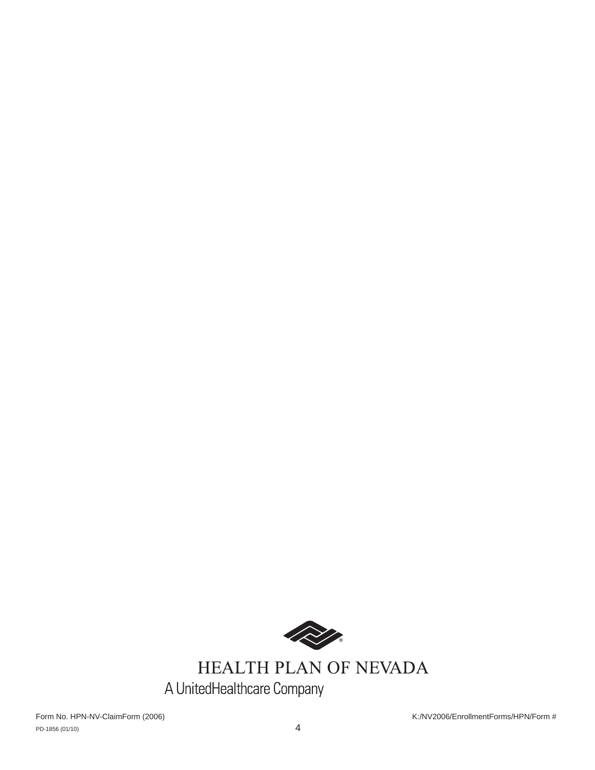HEALTH PLAN OF NEVADA

A UnitedHealthcare Company

Form No. HPN-NV-ClaimForm (2006)

K:/NV2006/EnrollmentForms/HPN/Form #

PD-1856 (01/10)